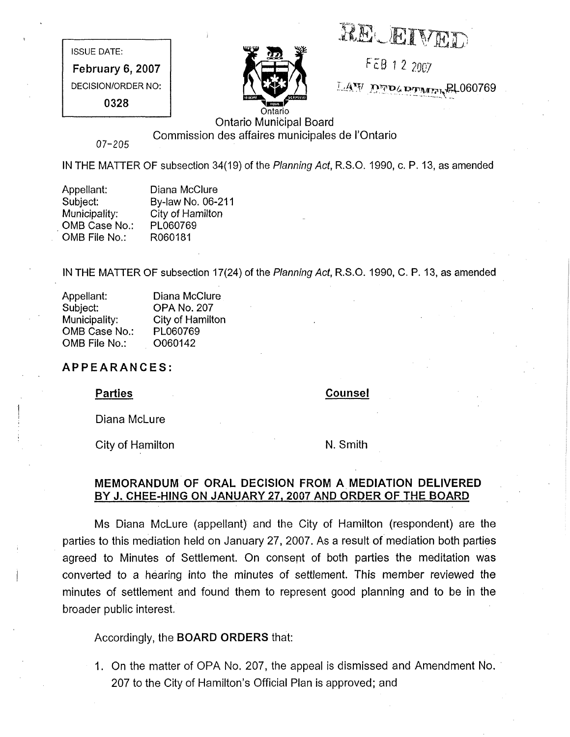ISSUE DATE:

**February 6, 2007**

DECISION/ORDER NO:

**0328**

RECEIVED

FEB 12 2007

LAW DEPARTMENT PL060769

Ontario

Ontario Municipal Board

Commission des affaires municipales de l'Ontario

07-205

IN THE MATTER OF subsection 34(19) of the *Planning Act*, R.S.O. 1990, c. P. 13, as amended

| | |
|---|---|
| Appellant: | Diana McClure |
| Subject: | By-law No. 06-211 |
| Municipality: | City of Hamilton |
| OMB Case No.: | PL060769 |
| OMB File No.: | R060181 |

IN THE MATTER OF subsection 17(24) of the *Planning Act*, R.S.O. 1990, C. P. 13, as amended

| | |
|---|---|
| Appellant: | Diana McClure |
| Subject: | OPA No. 207 |
| Municipality: | City of Hamilton |
| OMB Case No.: | PL060769 |
| OMB File No.: | O060142 |

**APPEARANCES:**

| **Parties** | **Counsel** |
|---|---|
| Diana McLure | |
| City of Hamilton | N. Smith |

**MEMORANDUM OF ORAL DECISION FROM A MEDIATION DELIVERED BY J. CHEE-HING ON JANUARY 27, 2007 AND ORDER OF THE BOARD**

Ms Diana McLure (appellant) and the City of Hamilton (respondent) are the parties to this mediation held on January 27, 2007. As a result of mediation both parties agreed to Minutes of Settlement. On consent of both parties the meditation was converted to a hearing into the minutes of settlement. This member reviewed the minutes of settlement and found them to represent good planning and to be in the broader public interest.

Accordingly, the **BOARD ORDERS** that:

1. On the matter of OPA No. 207, the appeal is dismissed and Amendment No. 207 to the City of Hamilton's Official Plan is approved; and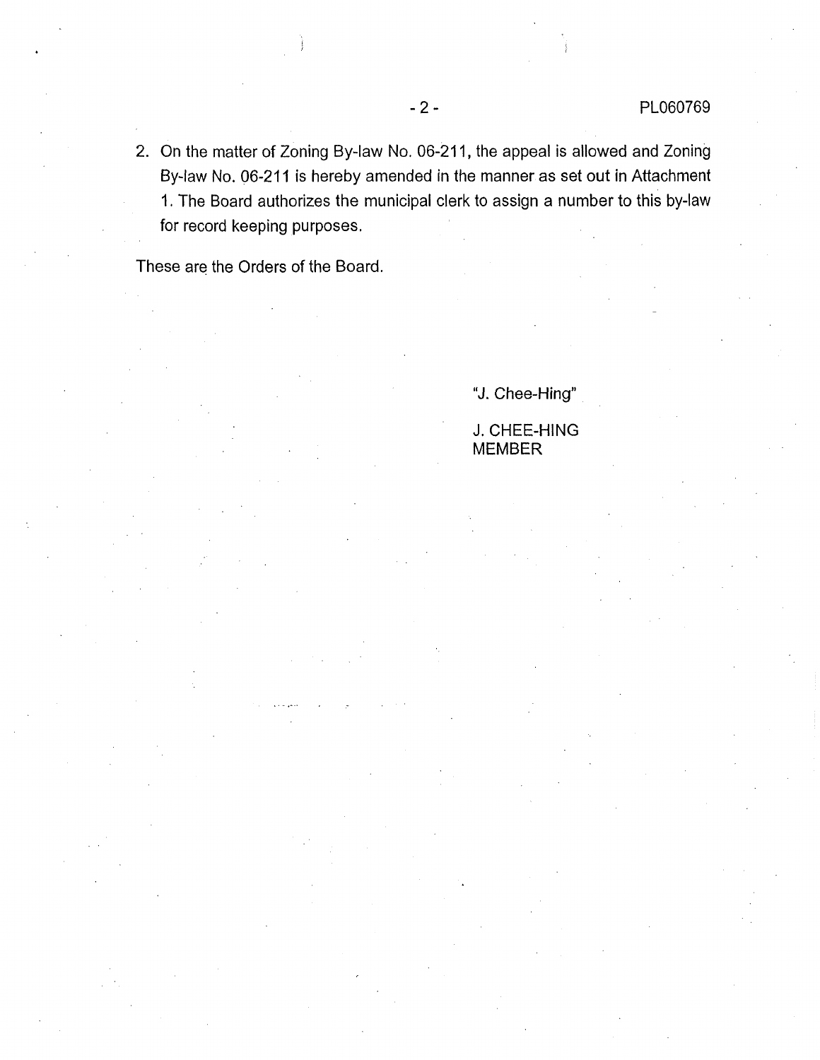2. On the matter of Zoning By-law No. 06-211, the appeal is allowed and Zoning By-law No. 06-211 is hereby amended in the manner as set out in Attachment 1. The Board authorizes the municipal clerk to assign a number to this by-law for record keeping purposes.

These are the Orders of the Board.

"J. Chee-Hing"

J. CHEE-HING
MEMBER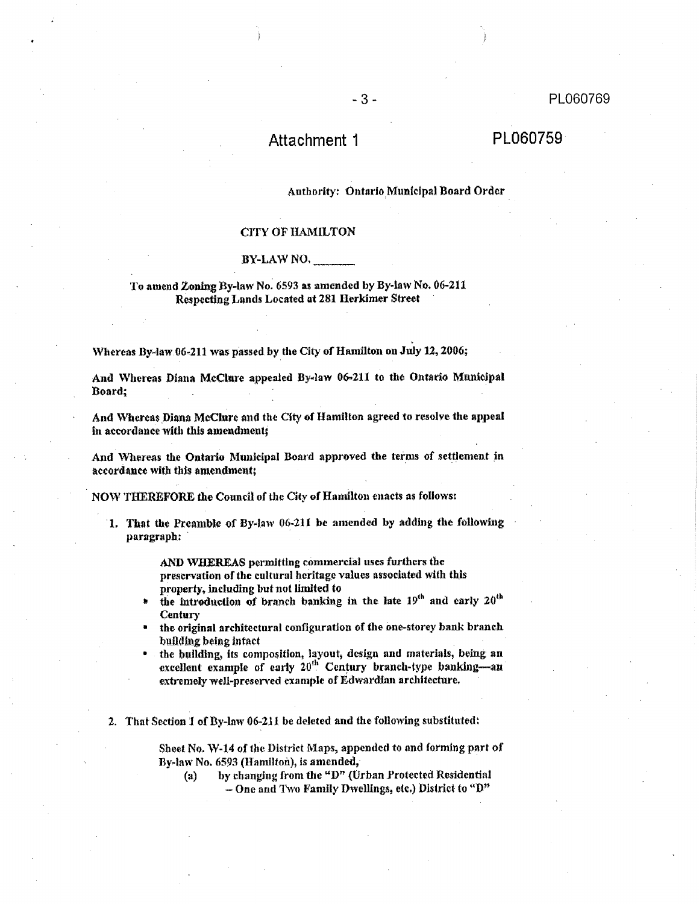Attachment 1 PL060759

Authority: Ontario Municipal Board Order

CITY OF HAMILTON

BY-LAW NO. _______

To amend Zoning By-law No. 6593 as amended by By-law No. 06-211 Respecting Lands Located at 281 Herkimer Street

Whereas By-law 06-211 was passed by the City of Hamilton on July 12, 2006;

And Whereas Diana McClure appealed By-law 06-211 to the Ontario Municipal Board;

And Whereas Diana McClure and the City of Hamilton agreed to resolve the appeal in accordance with this amendment;

And Whereas the Ontario Municipal Board approved the terms of settlement in accordance with this amendment;

NOW THEREFORE the Council of the City of Hamilton enacts as follows:

1. That the Preamble of By-law 06-211 be amended by adding the following paragraph:

   AND WHEREAS permitting commercial uses furthers the preservation of the cultural heritage values associated with this property, including but not limited to

   - the introduction of branch banking in the late 19th and early 20th Century
   - the original architectural configuration of the one-storey bank branch building being intact
   - the building, its composition, layout, design and materials, being an excellent example of early 20th Century branch-type banking—an extremely well-preserved example of Edwardian architecture.

2. That Section 1 of By-law 06-211 be deleted and the following substituted:

   Sheet No. W-14 of the District Maps, appended to and forming part of By-law No. 6593 (Hamilton), is amended,

   (a) by changing from the "D" (Urban Protected Residential – One and Two Family Dwellings, etc.) District to "D"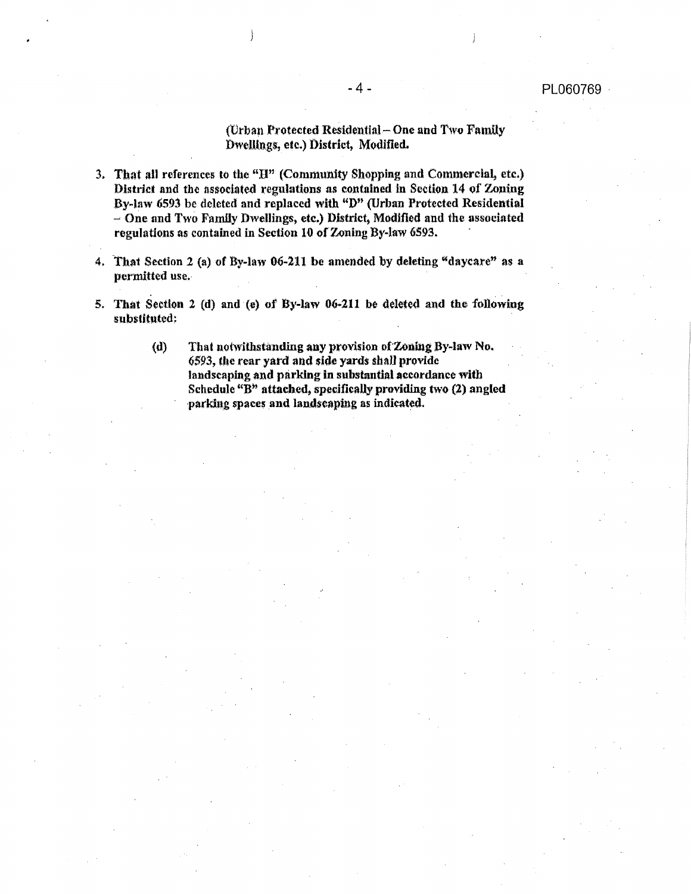**(Urban Protected Residential – One and Two Family Dwellings, etc.) District, Modified.**

3. **That all references to the "H" (Community Shopping and Commercial, etc.) District and the associated regulations as contained in Section 14 of Zoning By-law 6593 be deleted and replaced with "D" (Urban Protected Residential – One and Two Family Dwellings, etc.) District, Modified and the associated regulations as contained in Section 10 of Zoning By-law 6593.**

4. **That Section 2 (a) of By-law 06-211 be amended by deleting "daycare" as a permitted use.**

5. **That Section 2 (d) and (e) of By-law 06-211 be deleted and the following substituted:**

   **(d) That notwithstanding any provision of Zoning By-law No. 6593, the rear yard and side yards shall provide landscaping and parking in substantial accordance with Schedule "B" attached, specifically providing two (2) angled parking spaces and landscaping as indicated.**